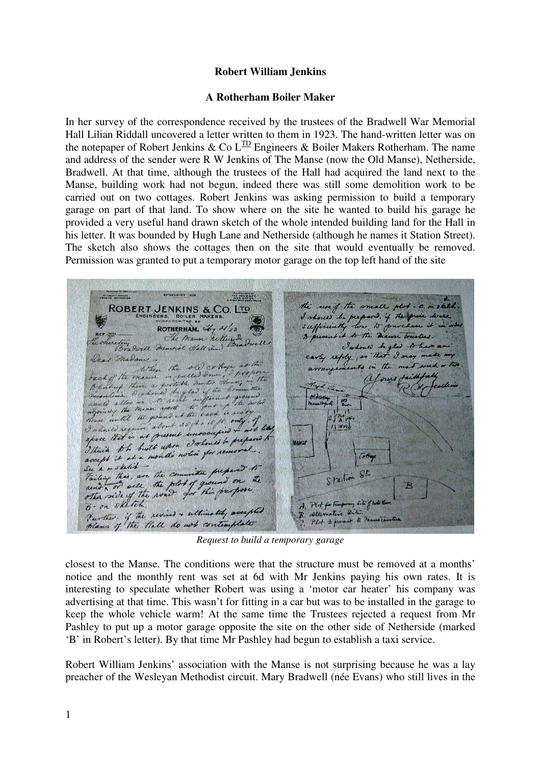**Robert William Jenkins**

**A Rotherham Boiler Maker**

In her survey of the correspondence received by the trustees of the Bradwell War Memorial Hall Lilian Riddall uncovered a letter written to them in 1923. The hand-written letter was on the notepaper of Robert Jenkins & Co L<u>TD</u> Engineers & Boiler Makers Rotherham. The name and address of the sender were R W Jenkins of The Manse (now the Old Manse), Netherside, Bradwell. At that time, although the trustees of the Hall had acquired the land next to the Manse, building work had not begun, indeed there was still some demolition work to be carried out on two cottages. Robert Jenkins was asking permission to build a temporary garage on part of that land. To show where on the site he wanted to build his garage he provided a very useful hand drawn sketch of the whole intended building land for the Hall in his letter. It was bounded by Hugh Lane and Netherside (although he names it Station Street). The sketch also shows the cottages then on the site that would eventually be removed. Permission was granted to put a temporary motor garage on the top left hand of the site

*Request to build a temporary garage*

closest to the Manse. The conditions were that the structure must be removed at a months' notice and the monthly rent was set at 6d with Mr Jenkins paying his own rates. It is interesting to speculate whether Robert was using a 'motor car heater' his company was advertising at that time. This wasn't for fitting in a car but was to be installed in the garage to keep the whole vehicle warm! At the same time the Trustees rejected a request from Mr Pashley to put up a motor garage opposite the site on the other side of Netherside (marked 'B' in Robert's letter). By that time Mr Pashley had begun to establish a taxi service.

Robert William Jenkins' association with the Manse is not surprising because he was a lay preacher of the Wesleyan Methodist circuit. Mary Bradwell (née Evans) who still lives in the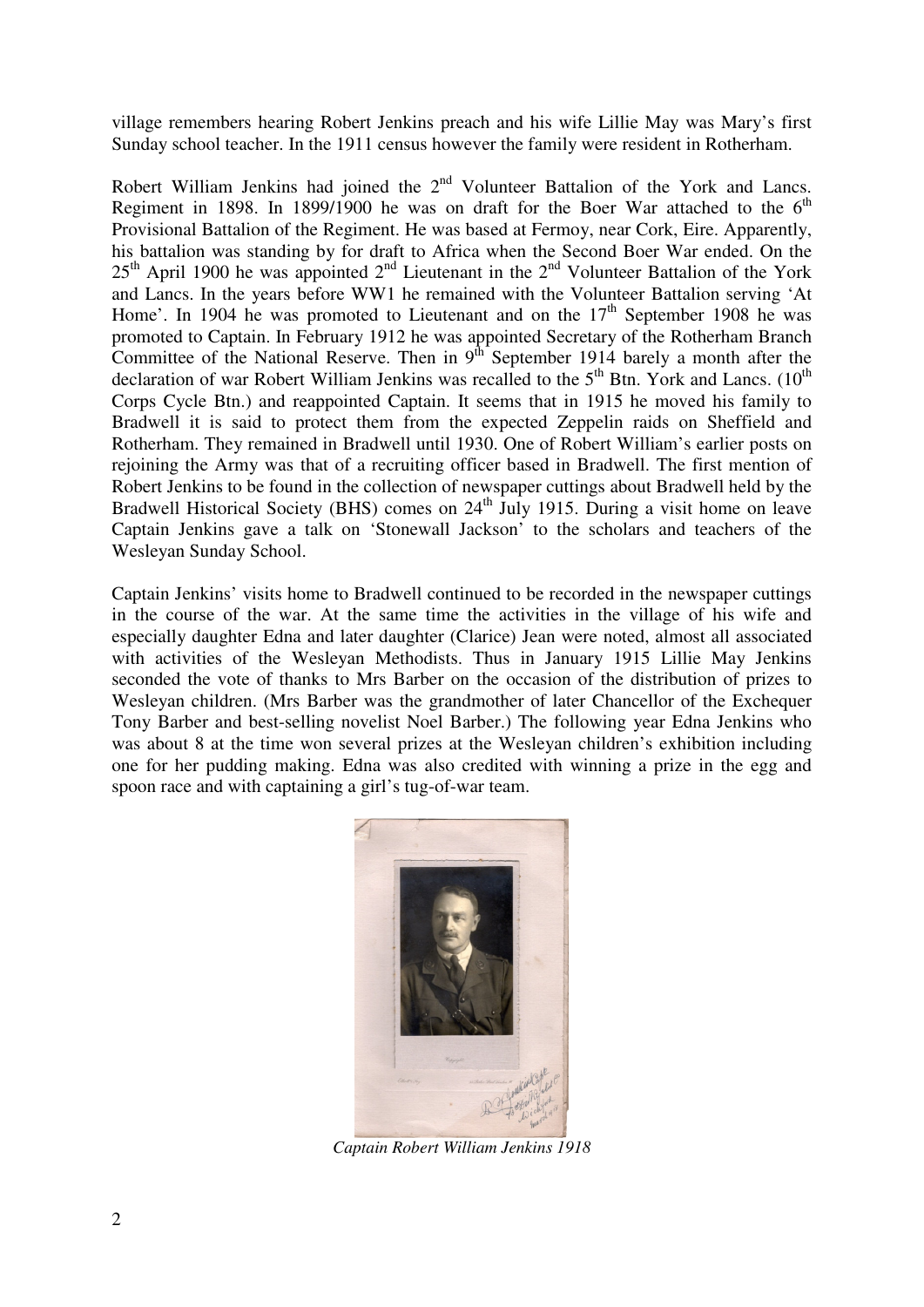village remembers hearing Robert Jenkins preach and his wife Lillie May was Mary's first Sunday school teacher. In the 1911 census however the family were resident in Rotherham.

Robert William Jenkins had joined the 2nd Volunteer Battalion of the York and Lancs. Regiment in 1898. In 1899/1900 he was on draft for the Boer War attached to the 6th Provisional Battalion of the Regiment. He was based at Fermoy, near Cork, Eire. Apparently, his battalion was standing by for draft to Africa when the Second Boer War ended. On the 25th April 1900 he was appointed 2nd Lieutenant in the 2nd Volunteer Battalion of the York and Lancs. In the years before WW1 he remained with the Volunteer Battalion serving 'At Home'. In 1904 he was promoted to Lieutenant and on the 17th September 1908 he was promoted to Captain. In February 1912 he was appointed Secretary of the Rotherham Branch Committee of the National Reserve. Then in 9th September 1914 barely a month after the declaration of war Robert William Jenkins was recalled to the 5th Btn. York and Lancs. (10th Corps Cycle Btn.) and reappointed Captain. It seems that in 1915 he moved his family to Bradwell it is said to protect them from the expected Zeppelin raids on Sheffield and Rotherham. They remained in Bradwell until 1930. One of Robert William's earlier posts on rejoining the Army was that of a recruiting officer based in Bradwell. The first mention of Robert Jenkins to be found in the collection of newspaper cuttings about Bradwell held by the Bradwell Historical Society (BHS) comes on 24th July 1915. During a visit home on leave Captain Jenkins gave a talk on 'Stonewall Jackson' to the scholars and teachers of the Wesleyan Sunday School.

Captain Jenkins' visits home to Bradwell continued to be recorded in the newspaper cuttings in the course of the war. At the same time the activities in the village of his wife and especially daughter Edna and later daughter (Clarice) Jean were noted, almost all associated with activities of the Wesleyan Methodists. Thus in January 1915 Lillie May Jenkins seconded the vote of thanks to Mrs Barber on the occasion of the distribution of prizes to Wesleyan children. (Mrs Barber was the grandmother of later Chancellor of the Exchequer Tony Barber and best-selling novelist Noel Barber.) The following year Edna Jenkins who was about 8 at the time won several prizes at the Wesleyan children's exhibition including one for her pudding making. Edna was also credited with winning a prize in the egg and spoon race and with captaining a girl's tug-of-war team.

*Captain Robert William Jenkins 1918*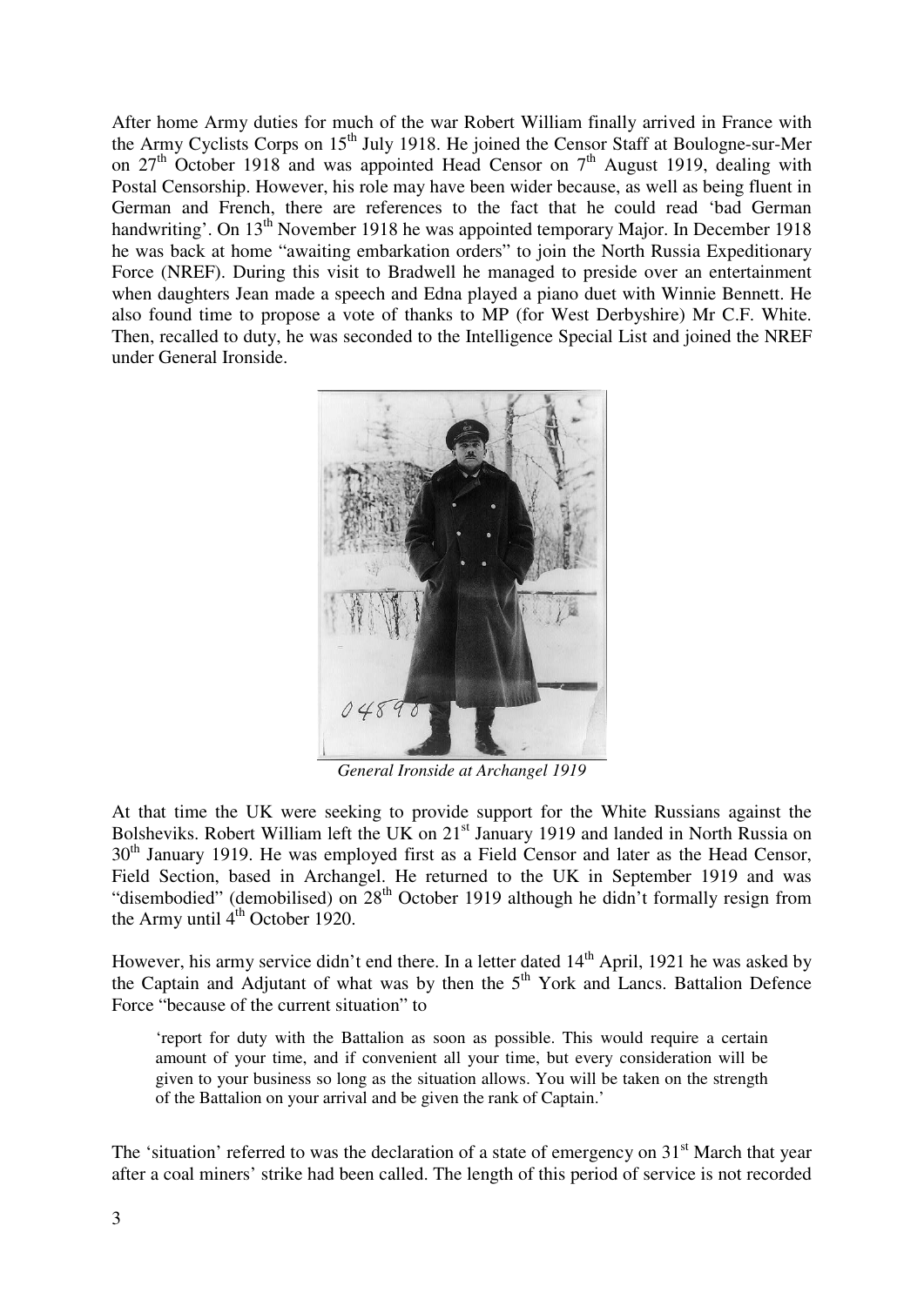After home Army duties for much of the war Robert William finally arrived in France with the Army Cyclists Corps on 15th July 1918. He joined the Censor Staff at Boulogne-sur-Mer on 27th October 1918 and was appointed Head Censor on 7th August 1919, dealing with Postal Censorship. However, his role may have been wider because, as well as being fluent in German and French, there are references to the fact that he could read 'bad German handwriting'. On 13th November 1918 he was appointed temporary Major. In December 1918 he was back at home "awaiting embarkation orders" to join the North Russia Expeditionary Force (NREF). During this visit to Bradwell he managed to preside over an entertainment when daughters Jean made a speech and Edna played a piano duet with Winnie Bennett. He also found time to propose a vote of thanks to MP (for West Derbyshire) Mr C.F. White. Then, recalled to duty, he was seconded to the Intelligence Special List and joined the NREF under General Ironside.

*General Ironside at Archangel 1919*

At that time the UK were seeking to provide support for the White Russians against the Bolsheviks. Robert William left the UK on 21st January 1919 and landed in North Russia on 30th January 1919. He was employed first as a Field Censor and later as the Head Censor, Field Section, based in Archangel. He returned to the UK in September 1919 and was "disembodied" (demobilised) on 28th October 1919 although he didn't formally resign from the Army until 4th October 1920.

However, his army service didn't end there. In a letter dated 14th April, 1921 he was asked by the Captain and Adjutant of what was by then the 5th York and Lancs. Battalion Defence Force "because of the current situation" to

> 'report for duty with the Battalion as soon as possible. This would require a certain amount of your time, and if convenient all your time, but every consideration will be given to your business so long as the situation allows. You will be taken on the strength of the Battalion on your arrival and be given the rank of Captain.'

The 'situation' referred to was the declaration of a state of emergency on 31st March that year after a coal miners' strike had been called. The length of this period of service is not recorded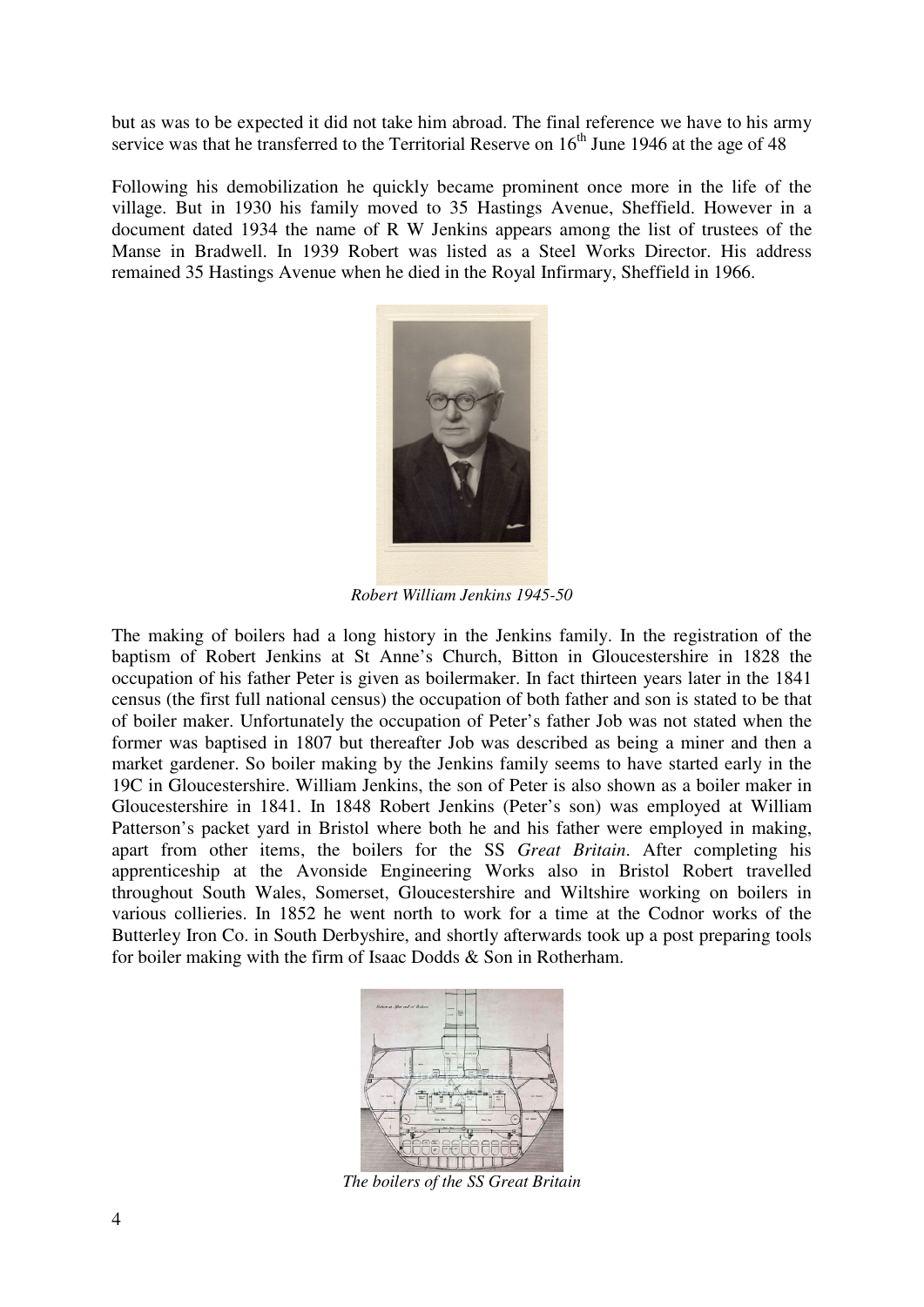but as was to be expected it did not take him abroad. The final reference we have to his army service was that he transferred to the Territorial Reserve on 16th June 1946 at the age of 48

Following his demobilization he quickly became prominent once more in the life of the village. But in 1930 his family moved to 35 Hastings Avenue, Sheffield. However in a document dated 1934 the name of R W Jenkins appears among the list of trustees of the Manse in Bradwell. In 1939 Robert was listed as a Steel Works Director. His address remained 35 Hastings Avenue when he died in the Royal Infirmary, Sheffield in 1966.

*Robert William Jenkins 1945-50*

The making of boilers had a long history in the Jenkins family. In the registration of the baptism of Robert Jenkins at St Anne's Church, Bitton in Gloucestershire in 1828 the occupation of his father Peter is given as boilermaker. In fact thirteen years later in the 1841 census (the first full national census) the occupation of both father and son is stated to be that of boiler maker. Unfortunately the occupation of Peter's father Job was not stated when the former was baptised in 1807 but thereafter Job was described as being a miner and then a market gardener. So boiler making by the Jenkins family seems to have started early in the 19C in Gloucestershire. William Jenkins, the son of Peter is also shown as a boiler maker in Gloucestershire in 1841. In 1848 Robert Jenkins (Peter's son) was employed at William Patterson's packet yard in Bristol where both he and his father were employed in making, apart from other items, the boilers for the SS *Great Britain*. After completing his apprenticeship at the Avonside Engineering Works also in Bristol Robert travelled throughout South Wales, Somerset, Gloucestershire and Wiltshire working on boilers in various collieries. In 1852 he went north to work for a time at the Codnor works of the Butterley Iron Co. in South Derbyshire, and shortly afterwards took up a post preparing tools for boiler making with the firm of Isaac Dodds & Son in Rotherham.

*The boilers of the SS Great Britain*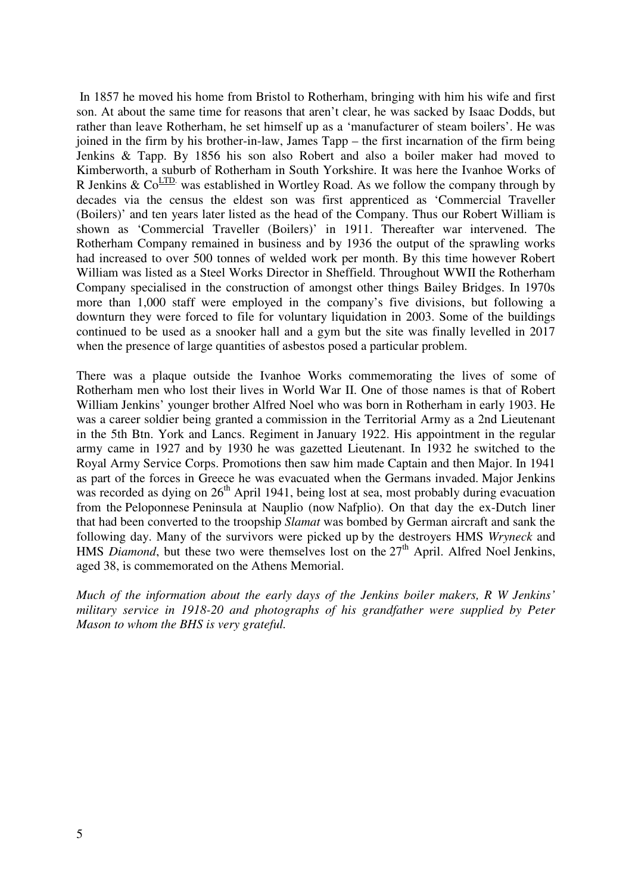In 1857 he moved his home from Bristol to Rotherham, bringing with him his wife and first son. At about the same time for reasons that aren't clear, he was sacked by Isaac Dodds, but rather than leave Rotherham, he set himself up as a 'manufacturer of steam boilers'. He was joined in the firm by his brother-in-law, James Tapp – the first incarnation of the firm being Jenkins & Tapp. By 1856 his son also Robert and also a boiler maker had moved to Kimberworth, a suburb of Rotherham in South Yorkshire. It was here the Ivanhoe Works of R Jenkins & Co<u>LTD.</u> was established in Wortley Road. As we follow the company through by decades via the census the eldest son was first apprenticed as 'Commercial Traveller (Boilers)' and ten years later listed as the head of the Company. Thus our Robert William is shown as 'Commercial Traveller (Boilers)' in 1911. Thereafter war intervened. The Rotherham Company remained in business and by 1936 the output of the sprawling works had increased to over 500 tonnes of welded work per month. By this time however Robert William was listed as a Steel Works Director in Sheffield. Throughout WWII the Rotherham Company specialised in the construction of amongst other things Bailey Bridges. In 1970s more than 1,000 staff were employed in the company's five divisions, but following a downturn they were forced to file for voluntary liquidation in 2003. Some of the buildings continued to be used as a snooker hall and a gym but the site was finally levelled in 2017 when the presence of large quantities of asbestos posed a particular problem.

There was a plaque outside the Ivanhoe Works commemorating the lives of some of Rotherham men who lost their lives in World War II. One of those names is that of Robert William Jenkins' younger brother Alfred Noel who was born in Rotherham in early 1903. He was a career soldier being granted a commission in the Territorial Army as a 2nd Lieutenant in the 5th Btn. York and Lancs. Regiment in January 1922. His appointment in the regular army came in 1927 and by 1930 he was gazetted Lieutenant. In 1932 he switched to the Royal Army Service Corps. Promotions then saw him made Captain and then Major. In 1941 as part of the forces in Greece he was evacuated when the Germans invaded. Major Jenkins was recorded as dying on 26th April 1941, being lost at sea, most probably during evacuation from the Peloponnese Peninsula at Nauplio (now Nafplio). On that day the ex-Dutch liner that had been converted to the troopship *Slamat* was bombed by German aircraft and sank the following day. Many of the survivors were picked up by the destroyers HMS *Wryneck* and HMS *Diamond*, but these two were themselves lost on the 27th April. Alfred Noel Jenkins, aged 38, is commemorated on the Athens Memorial.

*Much of the information about the early days of the Jenkins boiler makers, R W Jenkins' military service in 1918-20 and photographs of his grandfather were supplied by Peter Mason to whom the BHS is very grateful.*